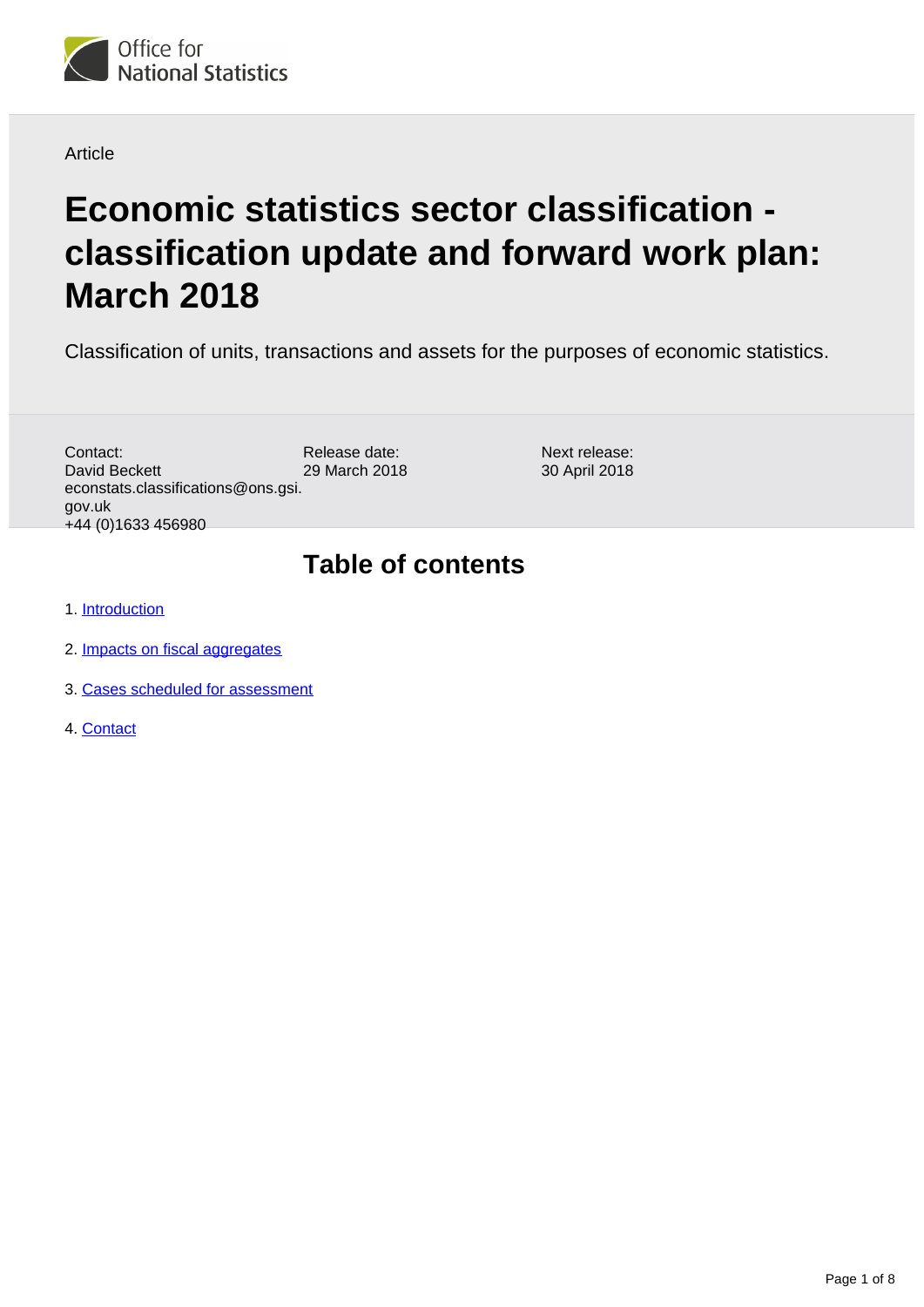Office for National Statistics

Article

# Economic statistics sector classification - classification update and forward work plan: March 2018

Classification of units, transactions and assets for the purposes of economic statistics.

Contact:
David Beckett
econstats.classifications@ons.gsi.gov.uk
+44 (0)1633 456980

Release date:
29 March 2018

Next release:
30 April 2018

## Table of contents

1. Introduction
2. Impacts on fiscal aggregates
3. Cases scheduled for assessment
4. Contact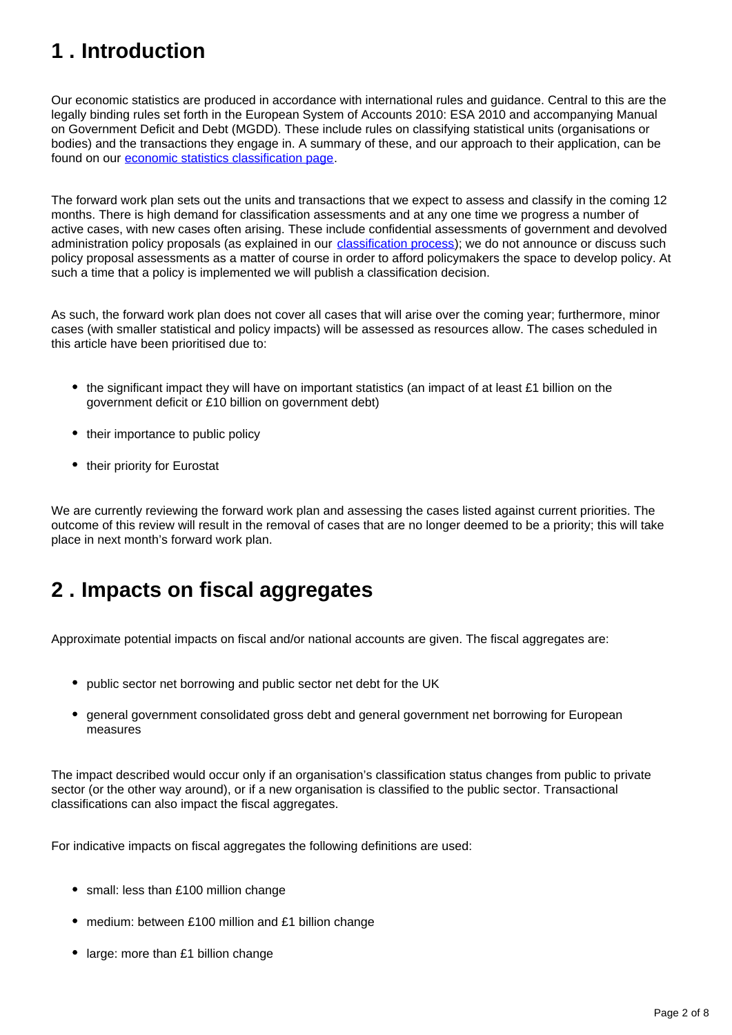## 1 . Introduction

Our economic statistics are produced in accordance with international rules and guidance. Central to this are the legally binding rules set forth in the European System of Accounts 2010: ESA 2010 and accompanying Manual on Government Deficit and Debt (MGDD). These include rules on classifying statistical units (organisations or bodies) and the transactions they engage in. A summary of these, and our approach to their application, can be found on our [economic statistics classification page](#).

The forward work plan sets out the units and transactions that we expect to assess and classify in the coming 12 months. There is high demand for classification assessments and at any one time we progress a number of active cases, with new cases often arising. These include confidential assessments of government and devolved administration policy proposals (as explained in our [classification process](#)); we do not announce or discuss such policy proposal assessments as a matter of course in order to afford policymakers the space to develop policy. At such a time that a policy is implemented we will publish a classification decision.

As such, the forward work plan does not cover all cases that will arise over the coming year; furthermore, minor cases (with smaller statistical and policy impacts) will be assessed as resources allow. The cases scheduled in this article have been prioritised due to:

- the significant impact they will have on important statistics (an impact of at least £1 billion on the government deficit or £10 billion on government debt)
- their importance to public policy
- their priority for Eurostat

We are currently reviewing the forward work plan and assessing the cases listed against current priorities. The outcome of this review will result in the removal of cases that are no longer deemed to be a priority; this will take place in next month's forward work plan.

## 2 . Impacts on fiscal aggregates

Approximate potential impacts on fiscal and/or national accounts are given. The fiscal aggregates are:

- public sector net borrowing and public sector net debt for the UK
- general government consolidated gross debt and general government net borrowing for European measures

The impact described would occur only if an organisation's classification status changes from public to private sector (or the other way around), or if a new organisation is classified to the public sector. Transactional classifications can also impact the fiscal aggregates.

For indicative impacts on fiscal aggregates the following definitions are used:

- small: less than £100 million change
- medium: between £100 million and £1 billion change
- large: more than £1 billion change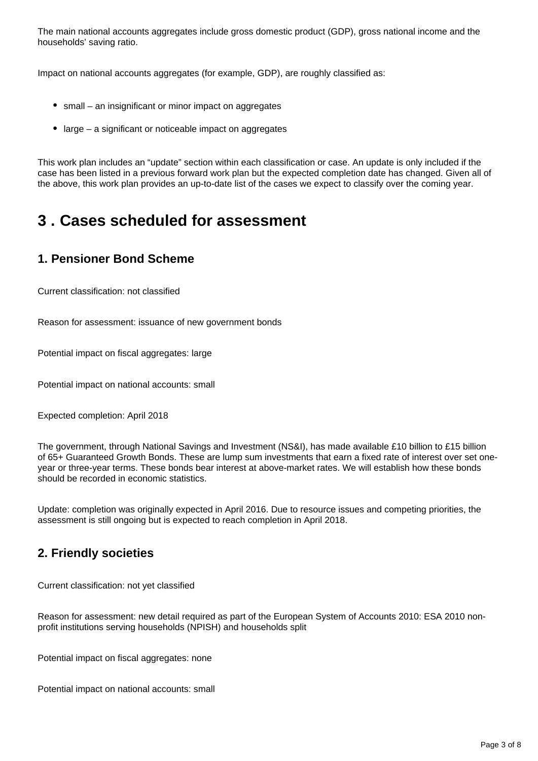The main national accounts aggregates include gross domestic product (GDP), gross national income and the households' saving ratio.

Impact on national accounts aggregates (for example, GDP), are roughly classified as:

- small – an insignificant or minor impact on aggregates
- large – a significant or noticeable impact on aggregates

This work plan includes an "update" section within each classification or case. An update is only included if the case has been listed in a previous forward work plan but the expected completion date has changed. Given all of the above, this work plan provides an up-to-date list of the cases we expect to classify over the coming year.

## 3 . Cases scheduled for assessment

### 1. Pensioner Bond Scheme

Current classification: not classified

Reason for assessment: issuance of new government bonds

Potential impact on fiscal aggregates: large

Potential impact on national accounts: small

Expected completion: April 2018

The government, through National Savings and Investment (NS&I), has made available £10 billion to £15 billion of 65+ Guaranteed Growth Bonds. These are lump sum investments that earn a fixed rate of interest over set one-year or three-year terms. These bonds bear interest at above-market rates. We will establish how these bonds should be recorded in economic statistics.

Update: completion was originally expected in April 2016. Due to resource issues and competing priorities, the assessment is still ongoing but is expected to reach completion in April 2018.

### 2. Friendly societies

Current classification: not yet classified

Reason for assessment: new detail required as part of the European System of Accounts 2010: ESA 2010 non-profit institutions serving households (NPISH) and households split

Potential impact on fiscal aggregates: none

Potential impact on national accounts: small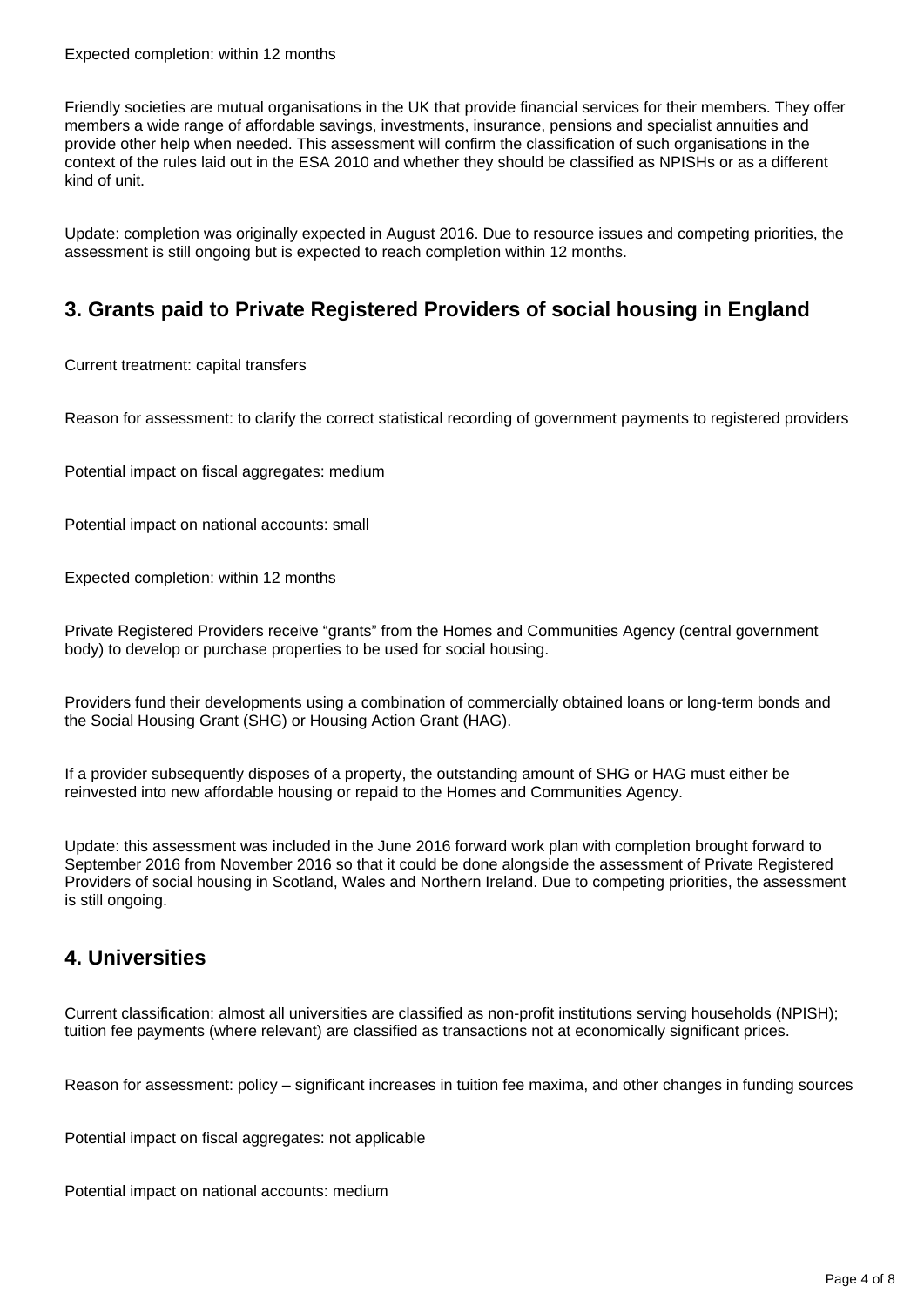Expected completion: within 12 months

Friendly societies are mutual organisations in the UK that provide financial services for their members. They offer members a wide range of affordable savings, investments, insurance, pensions and specialist annuities and provide other help when needed. This assessment will confirm the classification of such organisations in the context of the rules laid out in the ESA 2010 and whether they should be classified as NPISHs or as a different kind of unit.

Update: completion was originally expected in August 2016. Due to resource issues and competing priorities, the assessment is still ongoing but is expected to reach completion within 12 months.

## 3. Grants paid to Private Registered Providers of social housing in England

Current treatment: capital transfers

Reason for assessment: to clarify the correct statistical recording of government payments to registered providers

Potential impact on fiscal aggregates: medium

Potential impact on national accounts: small

Expected completion: within 12 months

Private Registered Providers receive "grants" from the Homes and Communities Agency (central government body) to develop or purchase properties to be used for social housing.

Providers fund their developments using a combination of commercially obtained loans or long-term bonds and the Social Housing Grant (SHG) or Housing Action Grant (HAG).

If a provider subsequently disposes of a property, the outstanding amount of SHG or HAG must either be reinvested into new affordable housing or repaid to the Homes and Communities Agency.

Update: this assessment was included in the June 2016 forward work plan with completion brought forward to September 2016 from November 2016 so that it could be done alongside the assessment of Private Registered Providers of social housing in Scotland, Wales and Northern Ireland. Due to competing priorities, the assessment is still ongoing.

## 4. Universities

Current classification: almost all universities are classified as non-profit institutions serving households (NPISH); tuition fee payments (where relevant) are classified as transactions not at economically significant prices.

Reason for assessment: policy – significant increases in tuition fee maxima, and other changes in funding sources

Potential impact on fiscal aggregates: not applicable

Potential impact on national accounts: medium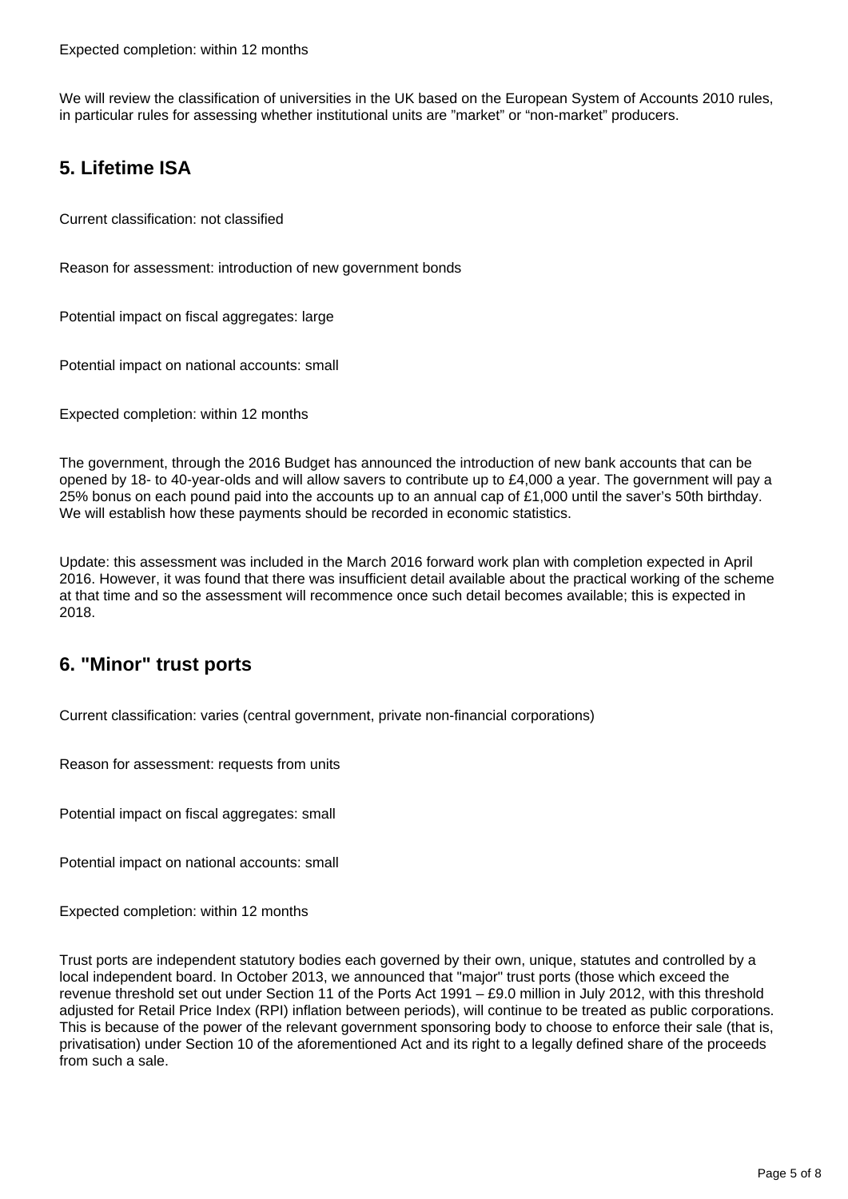Expected completion: within 12 months

We will review the classification of universities in the UK based on the European System of Accounts 2010 rules, in particular rules for assessing whether institutional units are ”market” or “non-market” producers.

## 5. Lifetime ISA

Current classification: not classified

Reason for assessment: introduction of new government bonds

Potential impact on fiscal aggregates: large

Potential impact on national accounts: small

Expected completion: within 12 months

The government, through the 2016 Budget has announced the introduction of new bank accounts that can be opened by 18- to 40-year-olds and will allow savers to contribute up to £4,000 a year. The government will pay a 25% bonus on each pound paid into the accounts up to an annual cap of £1,000 until the saver's 50th birthday. We will establish how these payments should be recorded in economic statistics.

Update: this assessment was included in the March 2016 forward work plan with completion expected in April 2016. However, it was found that there was insufficient detail available about the practical working of the scheme at that time and so the assessment will recommence once such detail becomes available; this is expected in 2018.

## 6. "Minor" trust ports

Current classification: varies (central government, private non-financial corporations)

Reason for assessment: requests from units

Potential impact on fiscal aggregates: small

Potential impact on national accounts: small

Expected completion: within 12 months

Trust ports are independent statutory bodies each governed by their own, unique, statutes and controlled by a local independent board. In October 2013, we announced that "major" trust ports (those which exceed the revenue threshold set out under Section 11 of the Ports Act 1991 – £9.0 million in July 2012, with this threshold adjusted for Retail Price Index (RPI) inflation between periods), will continue to be treated as public corporations. This is because of the power of the relevant government sponsoring body to choose to enforce their sale (that is, privatisation) under Section 10 of the aforementioned Act and its right to a legally defined share of the proceeds from such a sale.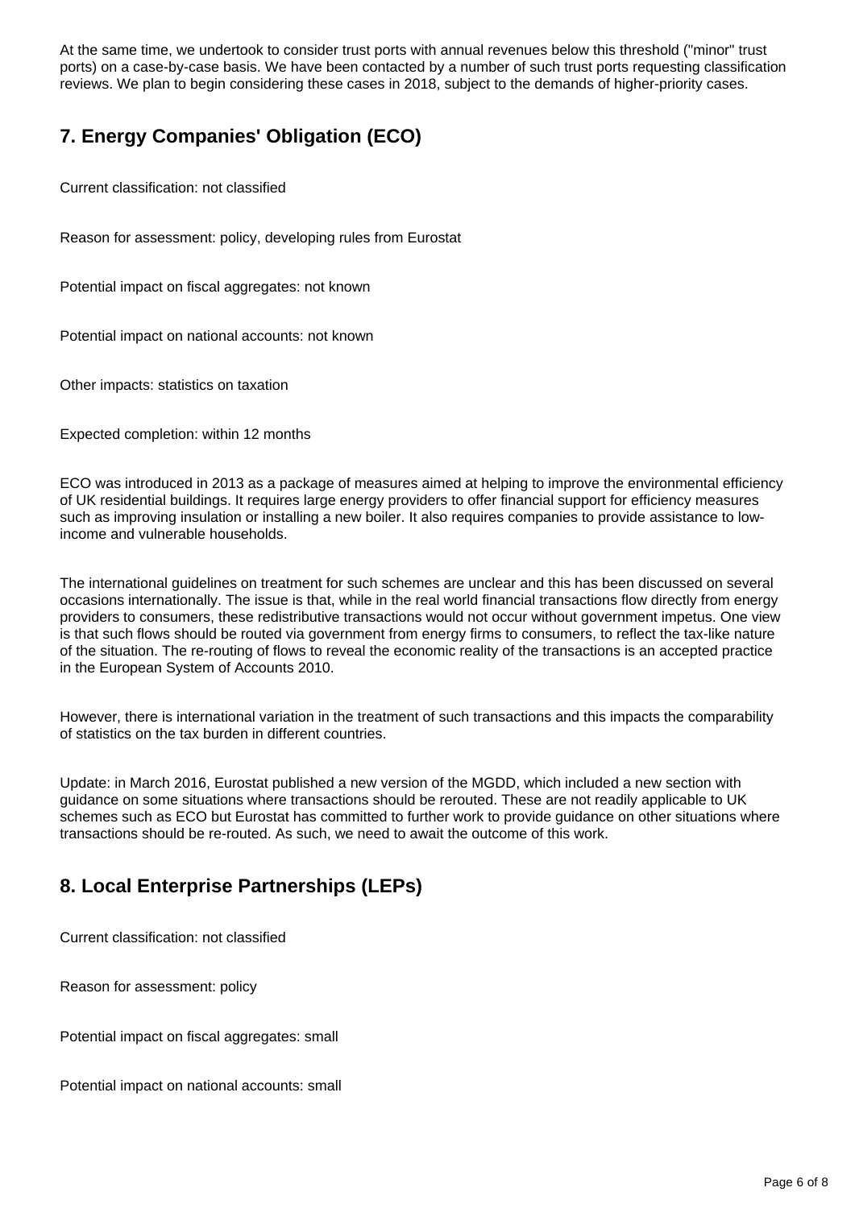At the same time, we undertook to consider trust ports with annual revenues below this threshold ("minor" trust ports) on a case-by-case basis. We have been contacted by a number of such trust ports requesting classification reviews. We plan to begin considering these cases in 2018, subject to the demands of higher-priority cases.

## 7. Energy Companies' Obligation (ECO)

Current classification: not classified

Reason for assessment: policy, developing rules from Eurostat

Potential impact on fiscal aggregates: not known

Potential impact on national accounts: not known

Other impacts: statistics on taxation

Expected completion: within 12 months

ECO was introduced in 2013 as a package of measures aimed at helping to improve the environmental efficiency of UK residential buildings. It requires large energy providers to offer financial support for efficiency measures such as improving insulation or installing a new boiler. It also requires companies to provide assistance to low-income and vulnerable households.

The international guidelines on treatment for such schemes are unclear and this has been discussed on several occasions internationally. The issue is that, while in the real world financial transactions flow directly from energy providers to consumers, these redistributive transactions would not occur without government impetus. One view is that such flows should be routed via government from energy firms to consumers, to reflect the tax-like nature of the situation. The re-routing of flows to reveal the economic reality of the transactions is an accepted practice in the European System of Accounts 2010.

However, there is international variation in the treatment of such transactions and this impacts the comparability of statistics on the tax burden in different countries.

Update: in March 2016, Eurostat published a new version of the MGDD, which included a new section with guidance on some situations where transactions should be rerouted. These are not readily applicable to UK schemes such as ECO but Eurostat has committed to further work to provide guidance on other situations where transactions should be re-routed. As such, we need to await the outcome of this work.

## 8. Local Enterprise Partnerships (LEPs)

Current classification: not classified

Reason for assessment: policy

Potential impact on fiscal aggregates: small

Potential impact on national accounts: small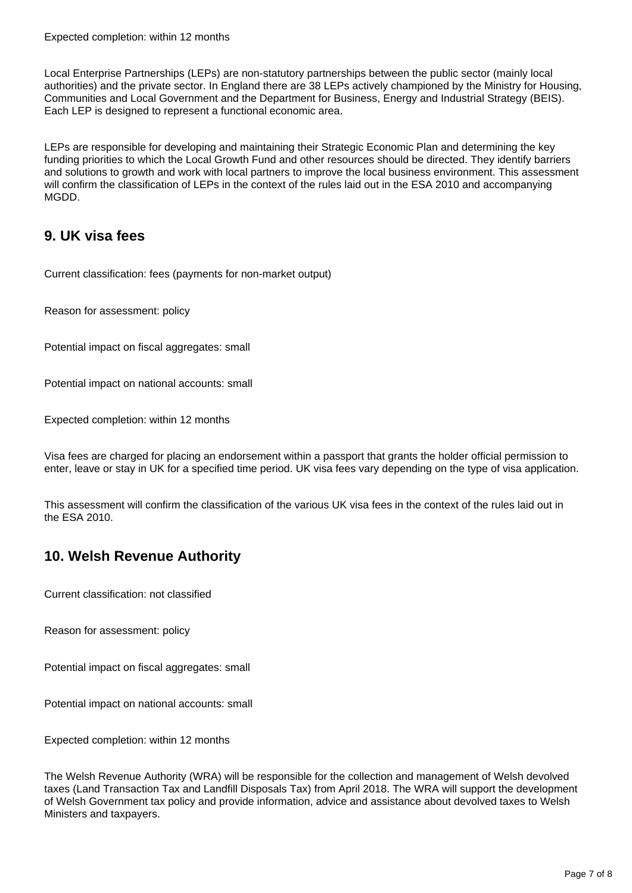Expected completion: within 12 months

Local Enterprise Partnerships (LEPs) are non-statutory partnerships between the public sector (mainly local authorities) and the private sector. In England there are 38 LEPs actively championed by the Ministry for Housing, Communities and Local Government and the Department for Business, Energy and Industrial Strategy (BEIS). Each LEP is designed to represent a functional economic area.

LEPs are responsible for developing and maintaining their Strategic Economic Plan and determining the key funding priorities to which the Local Growth Fund and other resources should be directed. They identify barriers and solutions to growth and work with local partners to improve the local business environment. This assessment will confirm the classification of LEPs in the context of the rules laid out in the ESA 2010 and accompanying MGDD.

## 9. UK visa fees

Current classification: fees (payments for non-market output)

Reason for assessment: policy

Potential impact on fiscal aggregates: small

Potential impact on national accounts: small

Expected completion: within 12 months

Visa fees are charged for placing an endorsement within a passport that grants the holder official permission to enter, leave or stay in UK for a specified time period. UK visa fees vary depending on the type of visa application.

This assessment will confirm the classification of the various UK visa fees in the context of the rules laid out in the ESA 2010.

## 10. Welsh Revenue Authority

Current classification: not classified

Reason for assessment: policy

Potential impact on fiscal aggregates: small

Potential impact on national accounts: small

Expected completion: within 12 months

The Welsh Revenue Authority (WRA) will be responsible for the collection and management of Welsh devolved taxes (Land Transaction Tax and Landfill Disposals Tax) from April 2018. The WRA will support the development of Welsh Government tax policy and provide information, advice and assistance about devolved taxes to Welsh Ministers and taxpayers.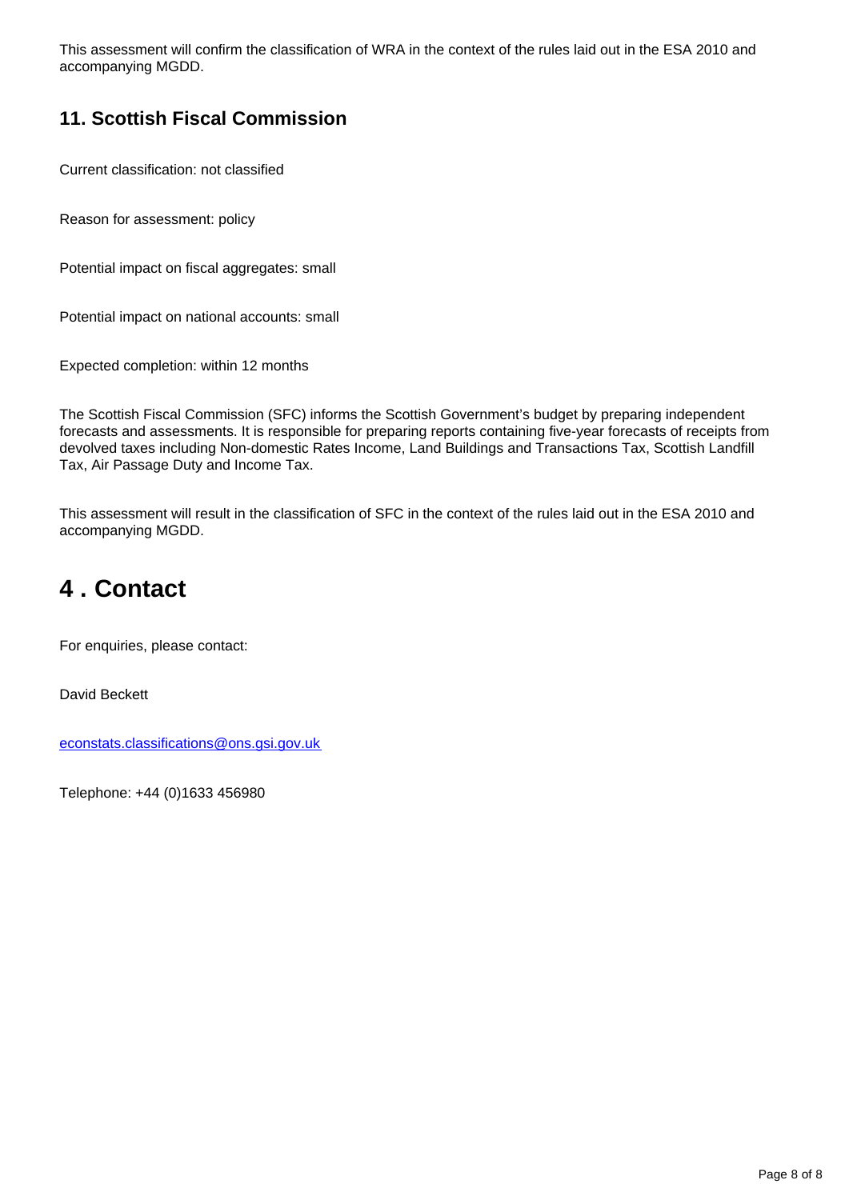This assessment will confirm the classification of WRA in the context of the rules laid out in the ESA 2010 and accompanying MGDD.

### 11. Scottish Fiscal Commission

Current classification: not classified

Reason for assessment: policy

Potential impact on fiscal aggregates: small

Potential impact on national accounts: small

Expected completion: within 12 months

The Scottish Fiscal Commission (SFC) informs the Scottish Government's budget by preparing independent forecasts and assessments. It is responsible for preparing reports containing five-year forecasts of receipts from devolved taxes including Non-domestic Rates Income, Land Buildings and Transactions Tax, Scottish Landfill Tax, Air Passage Duty and Income Tax.

This assessment will result in the classification of SFC in the context of the rules laid out in the ESA 2010 and accompanying MGDD.

## 4 . Contact

For enquiries, please contact:

David Beckett

econstats.classifications@ons.gsi.gov.uk

Telephone: +44 (0)1633 456980